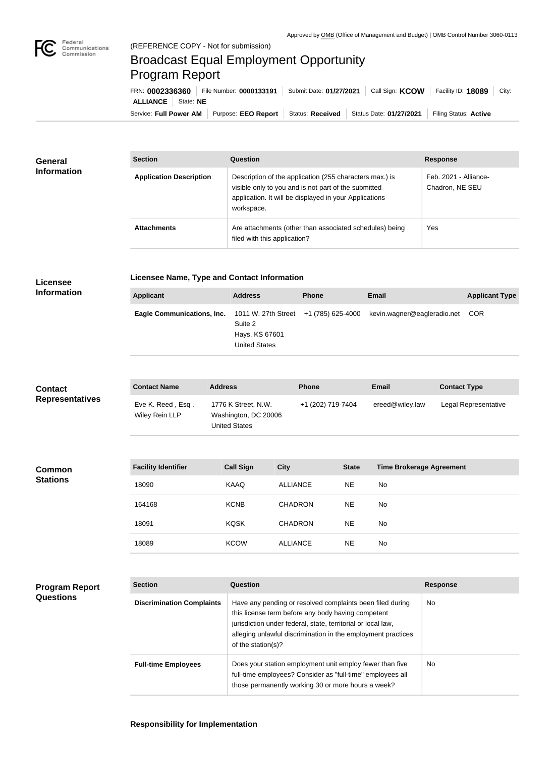Approved by OMB (Office of Management and Budget) | OMB Control Number 3060-0113

(REFERENCE COPY - Not for submission)

# Broadcast Equal Employment Opportunity Program Report

FRN: **0002336360** | File Number: **0000133191** | Submit Date: **01/27/2021** | Call Sign: **KCOW** | Facility ID: **18089** | City: **ALLIANCE** | State: **NE**

Service: **Full Power AM** | Purpose: **EEO Report** | Status: **Received** | Status Date: **01/27/2021** | Filing Status: **Active**

## General Information

| Section | Question | Response |
| --- | --- | --- |
| **Application Description** | Description of the application (255 characters max.) is visible only to you and is not part of the submitted application. It will be displayed in your Applications workspace. | Feb. 2021 - Alliance-Chadron, NE SEU |
| **Attachments** | Are attachments (other than associated schedules) being filed with this application? | Yes |

## Licensee Information

### Licensee Name, Type and Contact Information

| Applicant | Address | Phone | Email | Applicant Type |
| --- | --- | --- | --- | --- |
| **Eagle Communications, Inc.** | 1011 W. 27th Street Suite 2 Hays, KS 67601 United States | +1 (785) 625-4000 | kevin.wagner@eagleradio.net | COR |

## Contact Representatives

| Contact Name | Address | Phone | Email | Contact Type |
| --- | --- | --- | --- | --- |
| Eve K. Reed , Esq . Wiley Rein LLP | 1776 K Street, N.W. Washington, DC 20006 United States | +1 (202) 719-7404 | ereed@wiley.law | Legal Representative |

## Common Stations

| Facility Identifier | Call Sign | City | State | Time Brokerage Agreement |
| --- | --- | --- | --- | --- |
| 18090 | KAAQ | ALLIANCE | NE | No |
| 164168 | KCNB | CHADRON | NE | No |
| 18091 | KQSK | CHADRON | NE | No |
| 18089 | KCOW | ALLIANCE | NE | No |

## Program Report Questions

| Section | Question | Response |
| --- | --- | --- |
| **Discrimination Complaints** | Have any pending or resolved complaints been filed during this license term before any body having competent jurisdiction under federal, state, territorial or local law, alleging unlawful discrimination in the employment practices of the station(s)? | No |
| **Full-time Employees** | Does your station employment unit employ fewer than five full-time employees? Consider as "full-time" employees all those permanently working 30 or more hours a week? | No |

### Responsibility for Implementation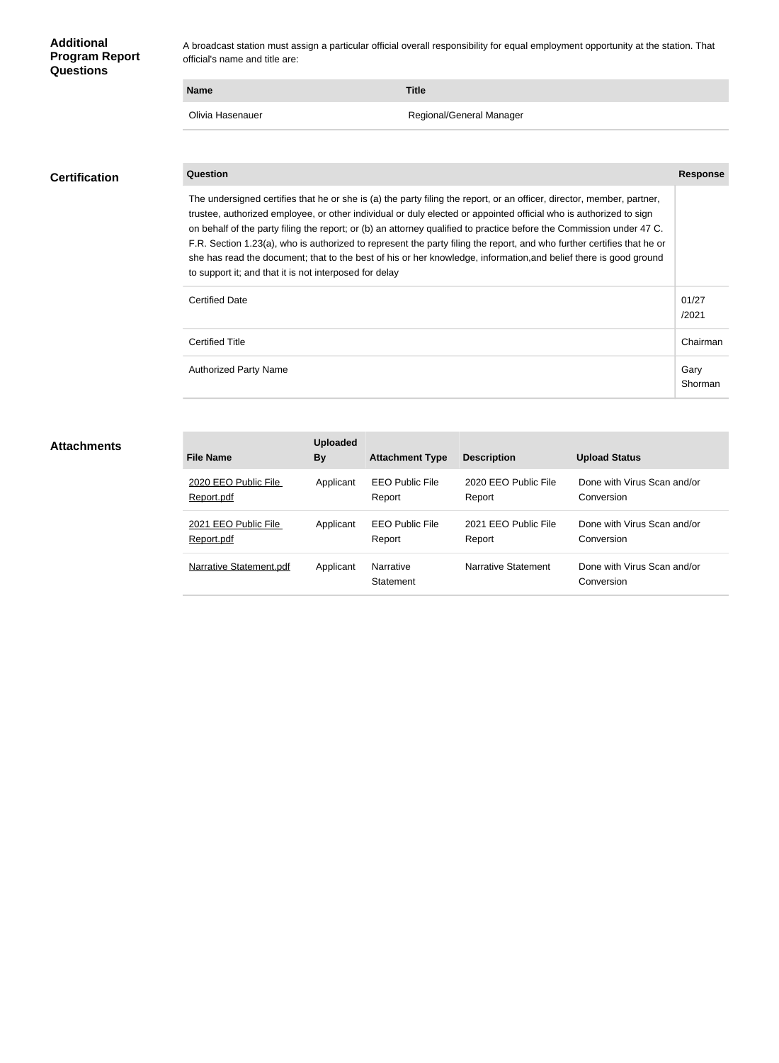## Additional Program Report Questions

A broadcast station must assign a particular official overall responsibility for equal employment opportunity at the station. That official's name and title are:

| Name | Title |
|---|---|
| Olivia Hasenauer | Regional/General Manager |

## Certification

| Question | Response |
|---|---|
| The undersigned certifies that he or she is (a) the party filing the report, or an officer, director, member, partner, trustee, authorized employee, or other individual or duly elected or appointed official who is authorized to sign on behalf of the party filing the report; or (b) an attorney qualified to practice before the Commission under 47 C.F.R. Section 1.23(a), who is authorized to represent the party filing the report, and who further certifies that he or she has read the document; that to the best of his or her knowledge, information,and belief there is good ground to support it; and that it is not interposed for delay | |
| Certified Date | 01/27/2021 |
| Certified Title | Chairman |
| Authorized Party Name | Gary Shorman |

## Attachments

| File Name | Uploaded By | Attachment Type | Description | Upload Status |
|---|---|---|---|---|
| 2020 EEO Public File Report.pdf | Applicant | EEO Public File Report | 2020 EEO Public File Report | Done with Virus Scan and/or Conversion |
| 2021 EEO Public File Report.pdf | Applicant | EEO Public File Report | 2021 EEO Public File Report | Done with Virus Scan and/or Conversion |
| Narrative Statement.pdf | Applicant | Narrative Statement | Narrative Statement | Done with Virus Scan and/or Conversion |